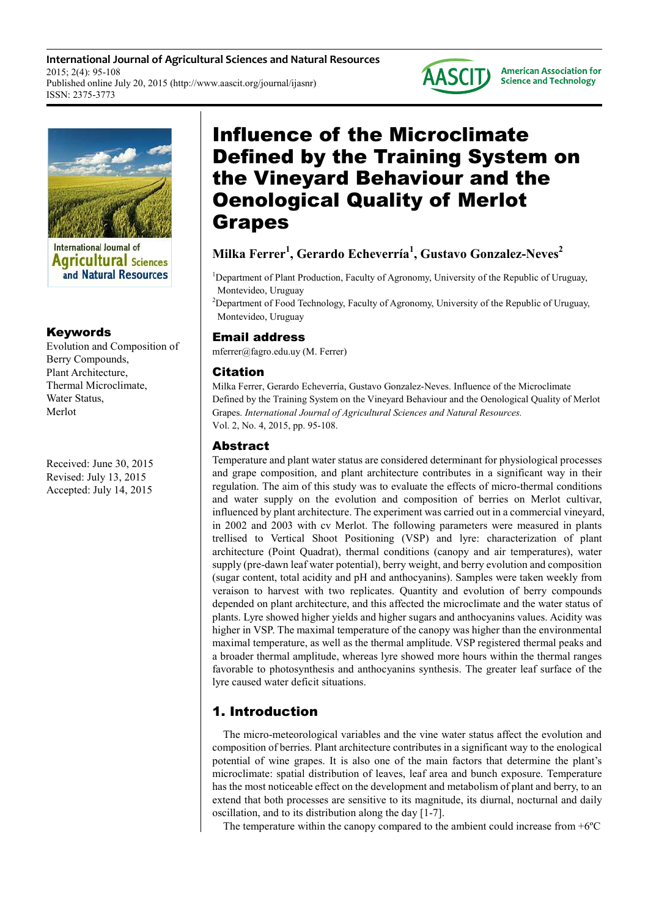# Influence of the Microclimate Defined by the Training System on the Vineyard Behaviour and the Oenological Quality of Merlot Grapes

**Milka Ferrer[1], Gerardo Echeverría[1], Gustavo Gonzalez-Neves[2]**

[1]Department of Plant Production, Faculty of Agronomy, University of the Republic of Uruguay, Montevideo, Uruguay

[2]Department of Food Technology, Faculty of Agronomy, University of the Republic of Uruguay, Montevideo, Uruguay

## Email address

mferrer@fagro.edu.uy (M. Ferrer)

## Citation

Milka Ferrer, Gerardo Echeverría, Gustavo Gonzalez-Neves. Influence of the Microclimate Defined by the Training System on the Vineyard Behaviour and the Oenological Quality of Merlot Grapes. *International Journal of Agricultural Sciences and Natural Resources.* Vol. 2, No. 4, 2015, pp. 95-108.

## Keywords

Evolution and Composition of Berry Compounds, Plant Architecture, Thermal Microclimate, Water Status, Merlot

Received: June 30, 2015
Revised: July 13, 2015
Accepted: July 14, 2015

## Abstract

Temperature and plant water status are considered determinant for physiological processes and grape composition, and plant architecture contributes in a significant way in their regulation. The aim of this study was to evaluate the effects of micro-thermal conditions and water supply on the evolution and composition of berries on Merlot cultivar, influenced by plant architecture. The experiment was carried out in a commercial vineyard, in 2002 and 2003 with cv Merlot. The following parameters were measured in plants trellised to Vertical Shoot Positioning (VSP) and lyre: characterization of plant architecture (Point Quadrat), thermal conditions (canopy and air temperatures), water supply (pre-dawn leaf water potential), berry weight, and berry evolution and composition (sugar content, total acidity and pH and anthocyanins). Samples were taken weekly from veraison to harvest with two replicates. Quantity and evolution of berry compounds depended on plant architecture, and this affected the microclimate and the water status of plants. Lyre showed higher yields and higher sugars and anthocyanins values. Acidity was higher in VSP. The maximal temperature of the canopy was higher than the environmental maximal temperature, as well as the thermal amplitude. VSP registered thermal peaks and a broader thermal amplitude, whereas lyre showed more hours within the thermal ranges favorable to photosynthesis and anthocyanins synthesis. The greater leaf surface of the lyre caused water deficit situations.

## 1. Introduction

The micro-meteorological variables and the vine water status affect the evolution and composition of berries. Plant architecture contributes in a significant way to the enological potential of wine grapes. It is also one of the main factors that determine the plant's microclimate: spatial distribution of leaves, leaf area and bunch exposure. Temperature has the most noticeable effect on the development and metabolism of plant and berry, to an extend that both processes are sensitive to its magnitude, its diurnal, nocturnal and daily oscillation, and to its distribution along the day [1-7].

The temperature within the canopy compared to the ambient could increase from +6ºC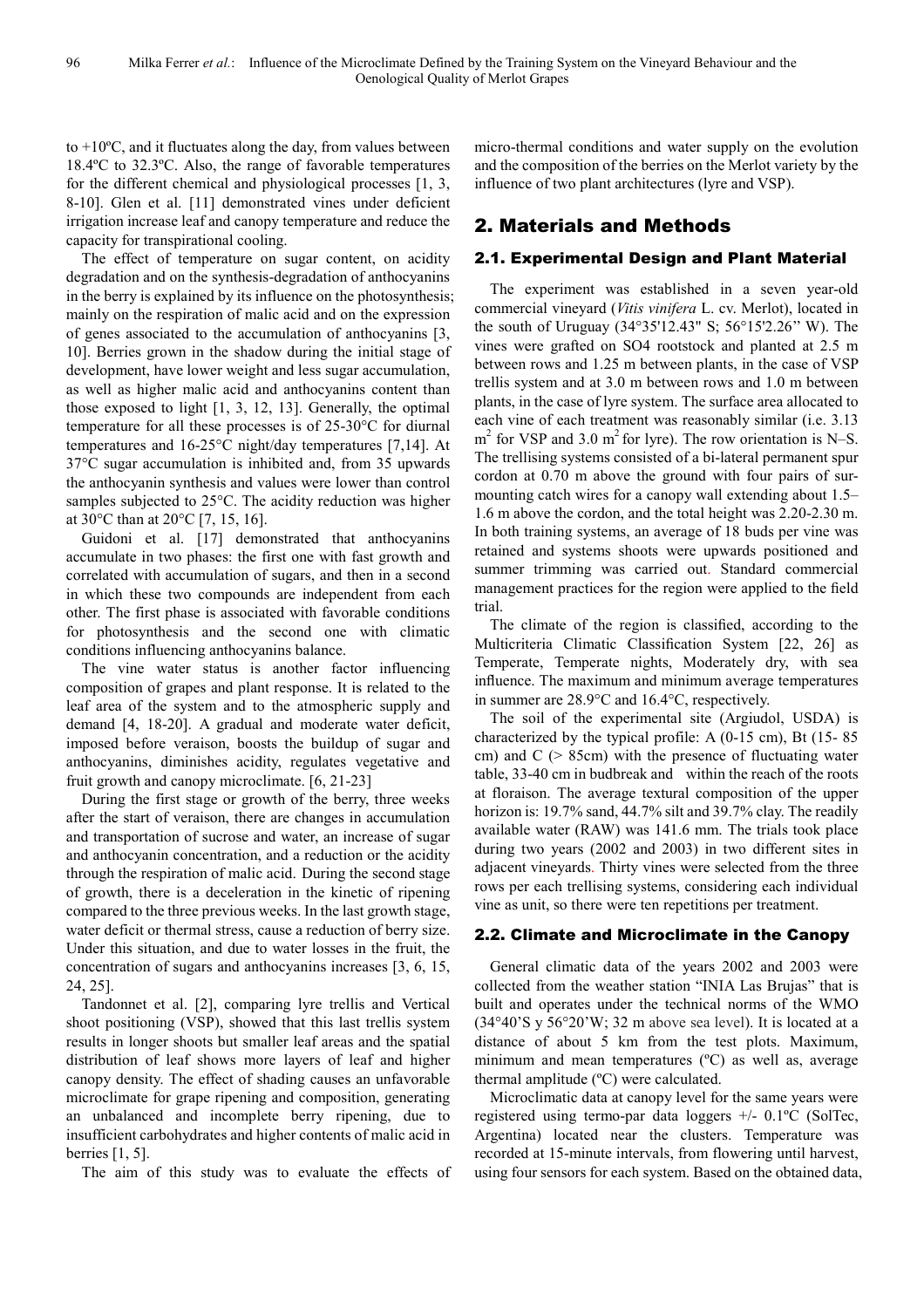to +10ºC, and it fluctuates along the day, from values between 18.4ºC to 32.3ºC. Also, the range of favorable temperatures for the different chemical and physiological processes [1, 3, 8-10]. Glen et al. [11] demonstrated vines under deficient irrigation increase leaf and canopy temperature and reduce the capacity for transpirational cooling.

The effect of temperature on sugar content, on acidity degradation and on the synthesis-degradation of anthocyanins in the berry is explained by its influence on the photosynthesis; mainly on the respiration of malic acid and on the expression of genes associated to the accumulation of anthocyanins [3, 10]. Berries grown in the shadow during the initial stage of development, have lower weight and less sugar accumulation, as well as higher malic acid and anthocyanins content than those exposed to light [1, 3, 12, 13]. Generally, the optimal temperature for all these processes is of 25-30°C for diurnal temperatures and 16-25°C night/day temperatures [7,14]. At 37°C sugar accumulation is inhibited and, from 35 upwards the anthocyanin synthesis and values were lower than control samples subjected to 25°C. The acidity reduction was higher at 30°C than at 20°C [7, 15, 16].

Guidoni et al. [17] demonstrated that anthocyanins accumulate in two phases: the first one with fast growth and correlated with accumulation of sugars, and then in a second in which these two compounds are independent from each other. The first phase is associated with favorable conditions for photosynthesis and the second one with climatic conditions influencing anthocyanins balance.

The vine water status is another factor influencing composition of grapes and plant response. It is related to the leaf area of the system and to the atmospheric supply and demand [4, 18-20]. A gradual and moderate water deficit, imposed before veraison, boosts the buildup of sugar and anthocyanins, diminishes acidity, regulates vegetative and fruit growth and canopy microclimate. [6, 21-23]

During the first stage or growth of the berry, three weeks after the start of veraison, there are changes in accumulation and transportation of sucrose and water, an increase of sugar and anthocyanin concentration, and a reduction or the acidity through the respiration of malic acid. During the second stage of growth, there is a deceleration in the kinetic of ripening compared to the three previous weeks. In the last growth stage, water deficit or thermal stress, cause a reduction of berry size. Under this situation, and due to water losses in the fruit, the concentration of sugars and anthocyanins increases [3, 6, 15, 24, 25].

Tandonnet et al. [2], comparing lyre trellis and Vertical shoot positioning (VSP), showed that this last trellis system results in longer shoots but smaller leaf areas and the spatial distribution of leaf shows more layers of leaf and higher canopy density. The effect of shading causes an unfavorable microclimate for grape ripening and composition, generating an unbalanced and incomplete berry ripening, due to insufficient carbohydrates and higher contents of malic acid in berries [1, 5].

The aim of this study was to evaluate the effects of micro-thermal conditions and water supply on the evolution and the composition of the berries on the Merlot variety by the influence of two plant architectures (lyre and VSP).

## 2. Materials and Methods

### 2.1. Experimental Design and Plant Material

The experiment was established in a seven year-old commercial vineyard (*Vitis vinifera* L. cv. Merlot), located in the south of Uruguay (34°35'12.43" S; 56°15'2.26" W). The vines were grafted on SO4 rootstock and planted at 2.5 m between rows and 1.25 m between plants, in the case of VSP trellis system and at 3.0 m between rows and 1.0 m between plants, in the case of lyre system. The surface area allocated to each vine of each treatment was reasonably similar (i.e. 3.13 $m^2$ for VSP and 3.0 $m^2$ for lyre). The row orientation is N–S. The trellising systems consisted of a bi-lateral permanent spur cordon at 0.70 m above the ground with four pairs of surmounting catch wires for a canopy wall extending about 1.5–1.6 m above the cordon, and the total height was 2.20-2.30 m. In both training systems, an average of 18 buds per vine was retained and systems shoots were upwards positioned and summer trimming was carried out. Standard commercial management practices for the region were applied to the field trial.

The climate of the region is classified, according to the Multicriteria Climatic Classification System [22, 26] as Temperate, Temperate nights, Moderately dry, with sea influence. The maximum and minimum average temperatures in summer are 28.9°C and 16.4°C, respectively.

The soil of the experimental site (Argiudol, USDA) is characterized by the typical profile: A (0-15 cm), Bt (15- 85 cm) and C (> 85cm) with the presence of fluctuating water table, 33-40 cm in budbreak and within the reach of the roots at floraison. The average textural composition of the upper horizon is: 19.7% sand, 44.7% silt and 39.7% clay. The readily available water (RAW) was 141.6 mm. The trials took place during two years (2002 and 2003) in two different sites in adjacent vineyards. Thirty vines were selected from the three rows per each trellising systems, considering each individual vine as unit, so there were ten repetitions per treatment.

### 2.2. Climate and Microclimate in the Canopy

General climatic data of the years 2002 and 2003 were collected from the weather station "INIA Las Brujas" that is built and operates under the technical norms of the WMO (34°40'S y 56°20'W; 32 m above sea level). It is located at a distance of about 5 km from the test plots. Maximum, minimum and mean temperatures (ºC) as well as, average thermal amplitude (ºC) were calculated.

Microclimatic data at canopy level for the same years were registered using termo-par data loggers +/- 0.1ºC (SolTec, Argentina) located near the clusters. Temperature was recorded at 15-minute intervals, from flowering until harvest, using four sensors for each system. Based on the obtained data,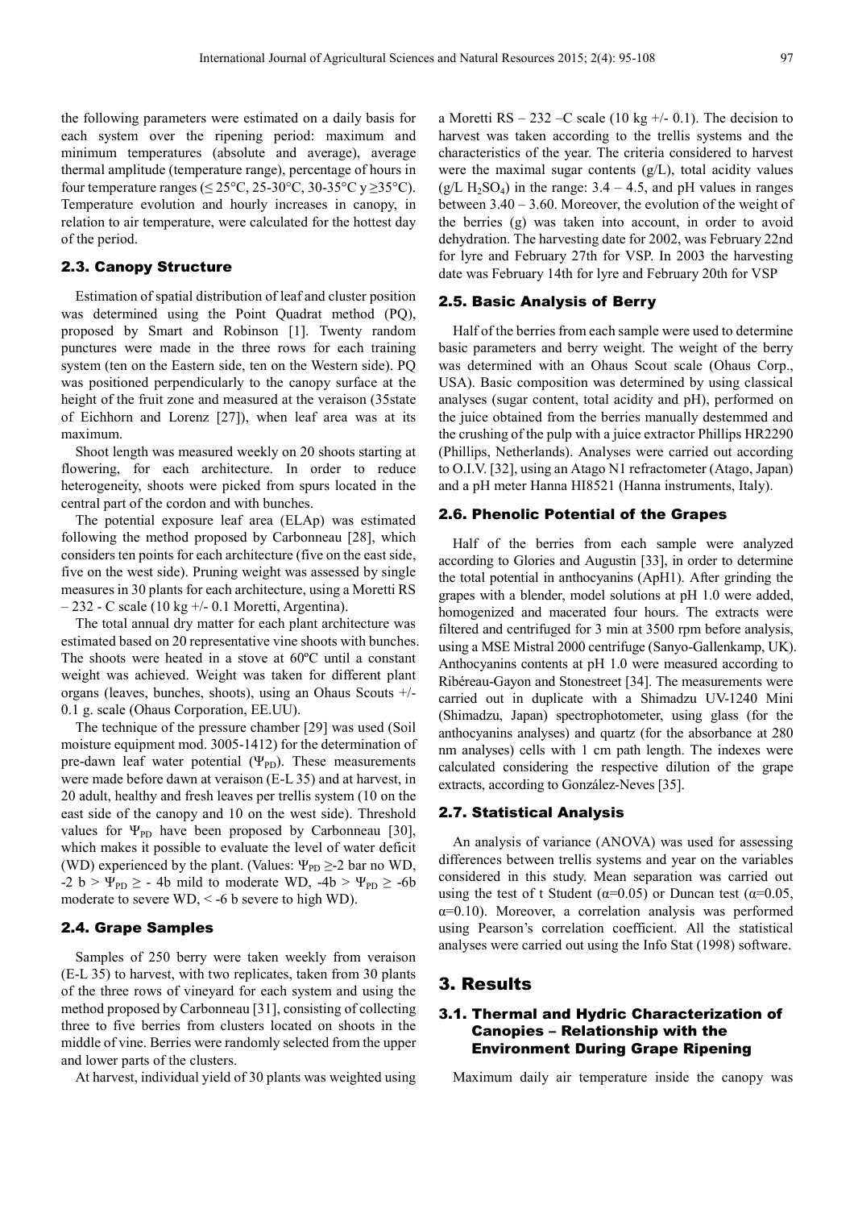the following parameters were estimated on a daily basis for each system over the ripening period: maximum and minimum temperatures (absolute and average), average thermal amplitude (temperature range), percentage of hours in four temperature ranges (≤ 25°C, 25-30°C, 30-35°C y ≥35°C). Temperature evolution and hourly increases in canopy, in relation to air temperature, were calculated for the hottest day of the period.

## 2.3. Canopy Structure

Estimation of spatial distribution of leaf and cluster position was determined using the Point Quadrat method (PQ), proposed by Smart and Robinson [1]. Twenty random punctures were made in the three rows for each training system (ten on the Eastern side, ten on the Western side). PQ was positioned perpendicularly to the canopy surface at the height of the fruit zone and measured at the veraison (35state of Eichhorn and Lorenz [27]), when leaf area was at its maximum.

Shoot length was measured weekly on 20 shoots starting at flowering, for each architecture. In order to reduce heterogeneity, shoots were picked from spurs located in the central part of the cordon and with bunches.

The potential exposure leaf area (ELAp) was estimated following the method proposed by Carbonneau [28], which considers ten points for each architecture (five on the east side, five on the west side). Pruning weight was assessed by single measures in 30 plants for each architecture, using a Moretti RS – 232 - C scale (10 kg +/- 0.1 Moretti, Argentina).

The total annual dry matter for each plant architecture was estimated based on 20 representative vine shoots with bunches. The shoots were heated in a stove at 60ºC until a constant weight was achieved. Weight was taken for different plant organs (leaves, bunches, shoots), using an Ohaus Scouts +/- 0.1 g. scale (Ohaus Corporation, EE.UU).

The technique of the pressure chamber [29] was used (Soil moisture equipment mod. 3005-1412) for the determination of pre-dawn leaf water potential ($\Psi_{PD}$). These measurements were made before dawn at veraison (E-L 35) and at harvest, in 20 adult, healthy and fresh leaves per trellis system (10 on the east side of the canopy and 10 on the west side). Threshold values for $\Psi_{PD}$ have been proposed by Carbonneau [30], which makes it possible to evaluate the level of water deficit (WD) experienced by the plant. (Values: $\Psi_{PD} \geq$-2 bar no WD, -2 b > $\Psi_{PD} \geq$ - 4b mild to moderate WD, -4b > $\Psi_{PD} \geq$ -6b moderate to severe WD, < -6 b severe to high WD).

## 2.4. Grape Samples

Samples of 250 berry were taken weekly from veraison (E-L 35) to harvest, with two replicates, taken from 30 plants of the three rows of vineyard for each system and using the method proposed by Carbonneau [31], consisting of collecting three to five berries from clusters located on shoots in the middle of vine. Berries were randomly selected from the upper and lower parts of the clusters.

At harvest, individual yield of 30 plants was weighted using a Moretti RS – 232 –C scale (10 kg +/- 0.1). The decision to harvest was taken according to the trellis systems and the characteristics of the year. The criteria considered to harvest were the maximal sugar contents (g/L), total acidity values (g/L $H_2SO_4$) in the range: 3.4 – 4.5, and pH values in ranges between 3.40 – 3.60. Moreover, the evolution of the weight of the berries (g) was taken into account, in order to avoid dehydration. The harvesting date for 2002, was February 22nd for lyre and February 27th for VSP. In 2003 the harvesting date was February 14th for lyre and February 20th for VSP

## 2.5. Basic Analysis of Berry

Half of the berries from each sample were used to determine basic parameters and berry weight. The weight of the berry was determined with an Ohaus Scout scale (Ohaus Corp., USA). Basic composition was determined by using classical analyses (sugar content, total acidity and pH), performed on the juice obtained from the berries manually destemmed and the crushing of the pulp with a juice extractor Phillips HR2290 (Phillips, Netherlands). Analyses were carried out according to O.I.V. [32], using an Atago N1 refractometer (Atago, Japan) and a pH meter Hanna HI8521 (Hanna instruments, Italy).

## 2.6. Phenolic Potential of the Grapes

Half of the berries from each sample were analyzed according to Glories and Augustin [33], in order to determine the total potential in anthocyanins (ApH1). After grinding the grapes with a blender, model solutions at pH 1.0 were added, homogenized and macerated four hours. The extracts were filtered and centrifuged for 3 min at 3500 rpm before analysis, using a MSE Mistral 2000 centrifuge (Sanyo-Gallenkamp, UK). Anthocyanins contents at pH 1.0 were measured according to Ribéreau-Gayon and Stonestreet [34]. The measurements were carried out in duplicate with a Shimadzu UV-1240 Mini (Shimadzu, Japan) spectrophotometer, using glass (for the anthocyanins analyses) and quartz (for the absorbance at 280 nm analyses) cells with 1 cm path length. The indexes were calculated considering the respective dilution of the grape extracts, according to González-Neves [35].

## 2.7. Statistical Analysis

An analysis of variance (ANOVA) was used for assessing differences between trellis systems and year on the variables considered in this study. Mean separation was carried out using the test of t Student ($\alpha$=0.05) or Duncan test ($\alpha$=0.05, $\alpha$=0.10). Moreover, a correlation analysis was performed using Pearson's correlation coefficient. All the statistical analyses were carried out using the Info Stat (1998) software.

# 3. Results

## 3.1. Thermal and Hydric Characterization of Canopies – Relationship with the Environment During Grape Ripening

Maximum daily air temperature inside the canopy was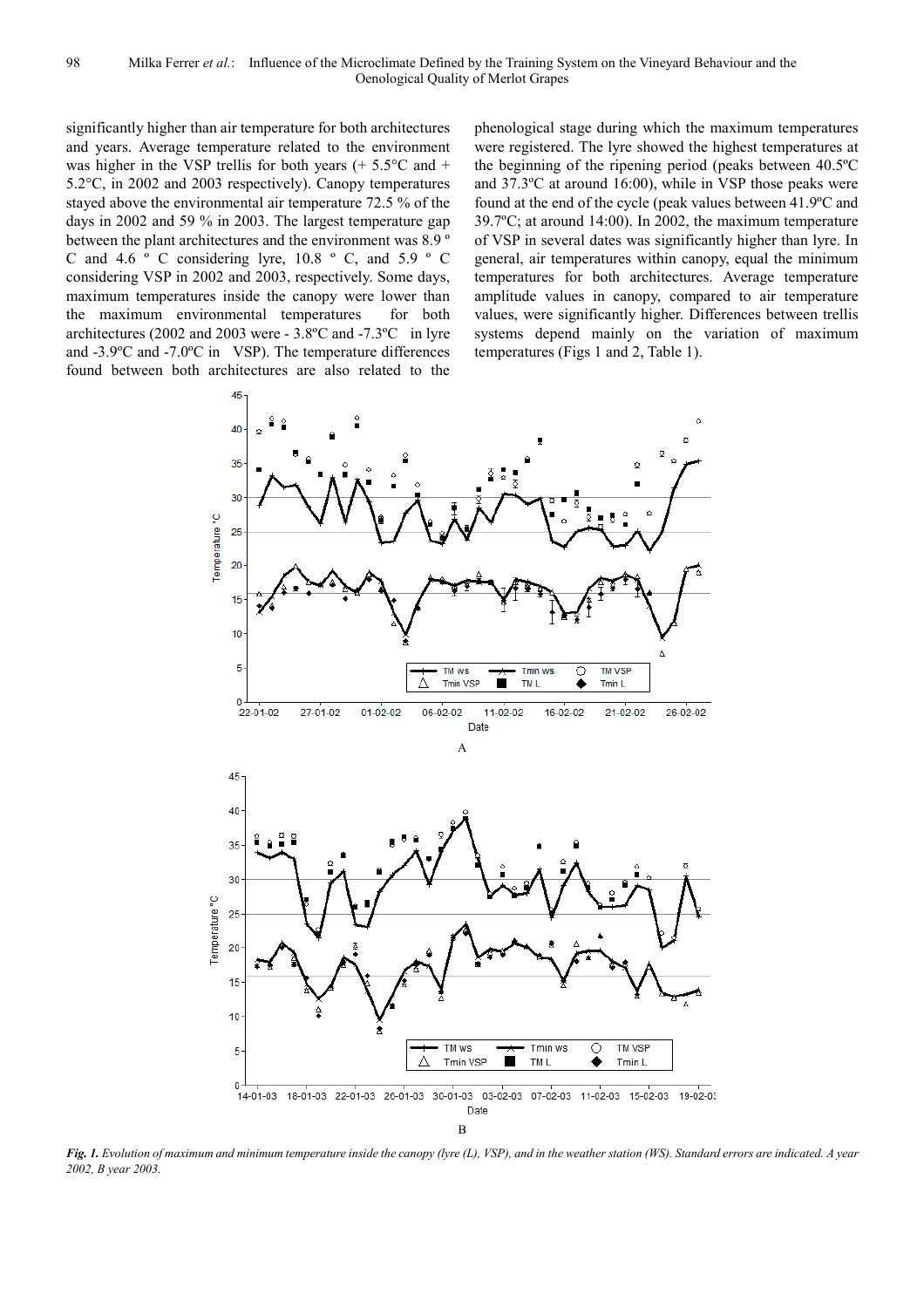significantly higher than air temperature for both architectures and years. Average temperature related to the environment was higher in the VSP trellis for both years (+ 5.5°C and + 5.2°C, in 2002 and 2003 respectively). Canopy temperatures stayed above the environmental air temperature 72.5 % of the days in 2002 and 59 % in 2003. The largest temperature gap between the plant architectures and the environment was 8.9 º C and 4.6 º C considering lyre, 10.8 º C, and 5.9 º C considering VSP in 2002 and 2003, respectively. Some days, maximum temperatures inside the canopy were lower than the maximum environmental temperatures for both architectures (2002 and 2003 were - 3.8ºC and -7.3ºC in lyre and -3.9ºC and -7.0ºC in VSP). The temperature differences found between both architectures are also related to the phenological stage during which the maximum temperatures were registered. The lyre showed the highest temperatures at the beginning of the ripening period (peaks between 40.5ºC and 37.3ºC at around 16:00), while in VSP those peaks were found at the end of the cycle (peak values between 41.9ºC and 39.7ºC; at around 14:00). In 2002, the maximum temperature of VSP in several dates was significantly higher than lyre. In general, air temperatures within canopy, equal the minimum temperatures for both architectures. Average temperature amplitude values in canopy, compared to air temperature values, were significantly higher. Differences between trellis systems depend mainly on the variation of maximum temperatures (Figs 1 and 2, Table 1).

*Fig. 1. Evolution of maximum and minimum temperature inside the canopy (lyre (L), VSP), and in the weather station (WS). Standard errors are indicated. A year 2002, B year 2003.*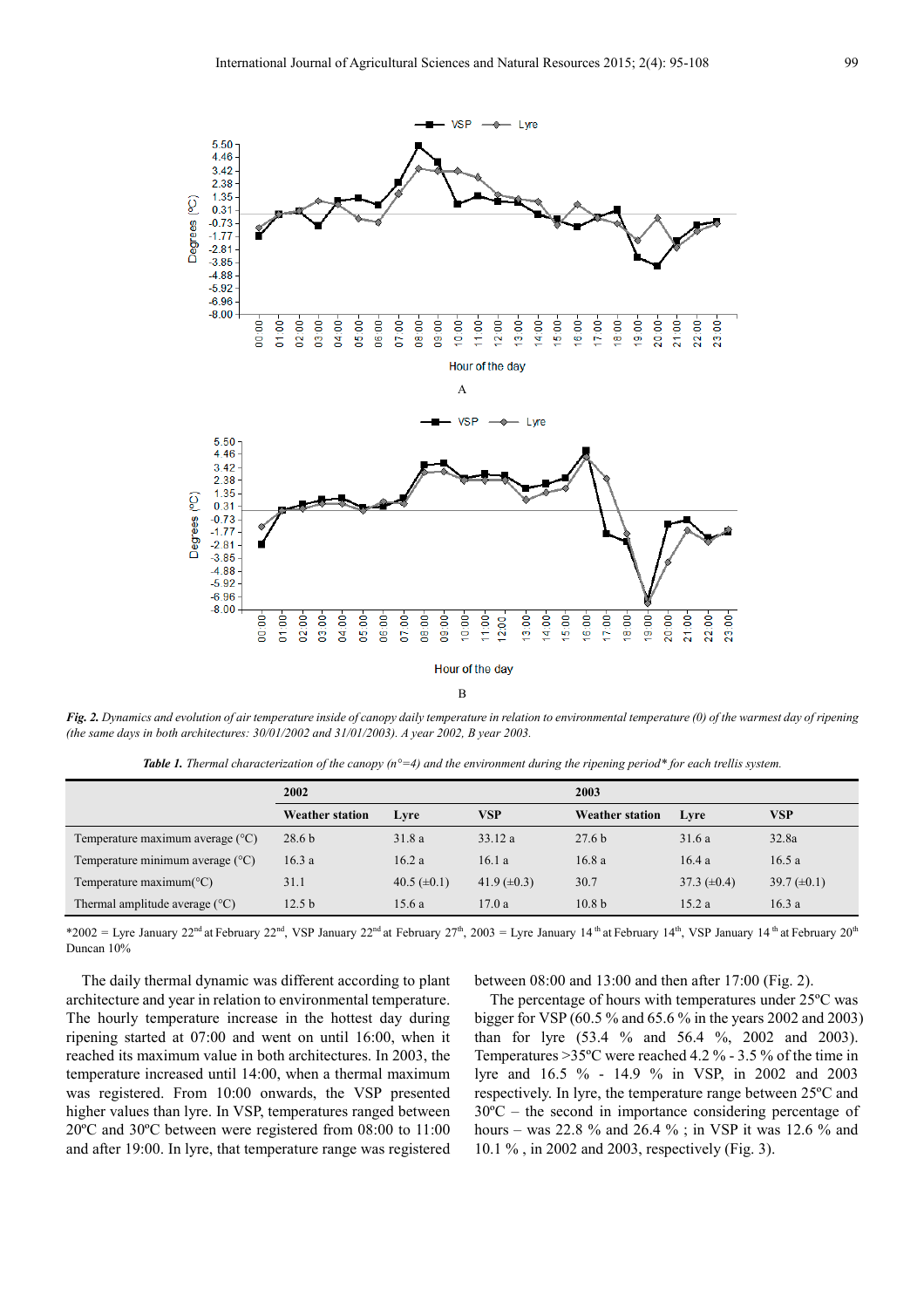*Fig. 2. Dynamics and evolution of air temperature inside of canopy daily temperature in relation to environmental temperature (0) of the warmest day of ripening (the same days in both architectures: 30/01/2002 and 31/01/2003). A year 2002, B year 2003.*

***Table 1.*** *Thermal characterization of the canopy (n°=4) and the environment during the ripening period\* for each trellis system.*

| | 2002 | | | 2003 | | |
|---|---|---|---|---|---|---|
| | **Weather station** | **Lyre** | **VSP** | **Weather station** | **Lyre** | **VSP** |
| Temperature maximum average (°C) | 28.6 b | 31.8 a | 33.12 a | 27.6 b | 31.6 a | 32.8a |
| Temperature minimum average (°C) | 16.3 a | 16.2 a | 16.1 a | 16.8 a | 16.4 a | 16.5 a |
| Temperature maximum(°C) | 31.1 | 40.5 (±0.1) | 41.9 (±0.3) | 30.7 | 37.3 (±0.4) | 39.7 (±0.1) |
| Thermal amplitude average (°C) | 12.5 b | 15.6 a | 17.0 a | 10.8 b | 15.2 a | 16.3 a |

\*2002 = Lyre January 22nd at February 22nd, VSP January 22nd at February 27th, 2003 = Lyre January 14th at February 14th, VSP January 14th at February 20th Duncan 10%

The daily thermal dynamic was different according to plant architecture and year in relation to environmental temperature. The hourly temperature increase in the hottest day during ripening started at 07:00 and went on until 16:00, when it reached its maximum value in both architectures. In 2003, the temperature increased until 14:00, when a thermal maximum was registered. From 10:00 onwards, the VSP presented higher values than lyre. In VSP, temperatures ranged between 20ºC and 30ºC between were registered from 08:00 to 11:00 and after 19:00. In lyre, that temperature range was registered between 08:00 and 13:00 and then after 17:00 (Fig. 2).

The percentage of hours with temperatures under 25ºC was bigger for VSP (60.5 % and 65.6 % in the years 2002 and 2003) than for lyre (53.4 % and 56.4 %, 2002 and 2003). Temperatures >35ºC were reached 4.2 % - 3.5 % of the time in lyre and 16.5 % - 14.9 % in VSP, in 2002 and 2003 respectively. In lyre, the temperature range between 25ºC and 30ºC – the second in importance considering percentage of hours – was 22.8 % and 26.4 % ; in VSP it was 12.6 % and 10.1 % , in 2002 and 2003, respectively (Fig. 3).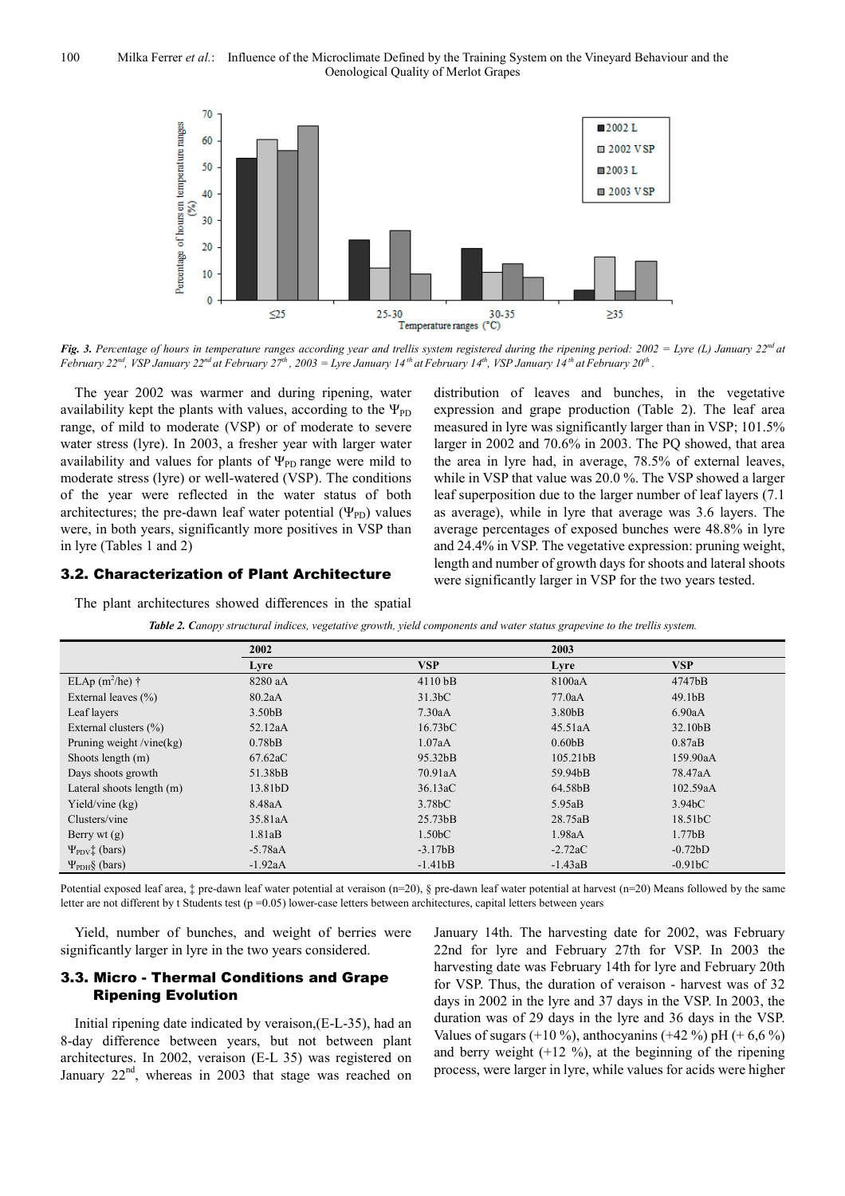*Fig. 3. Percentage of hours in temperature ranges according year and trellis system registered during the ripening period: 2002 = Lyre (L) January 22nd at February 22nd, VSP January 22nd at February 27th, 2003 = Lyre January 14th at February 14th, VSP January 14th at February 20th.*

The year 2002 was warmer and during ripening, water availability kept the plants with values, according to the $\Psi_{PD}$ range, of mild to moderate (VSP) or of moderate to severe water stress (lyre). In 2003, a fresher year with larger water availability and values for plants of $\Psi_{PD}$ range were mild to moderate stress (lyre) or well-watered (VSP). The conditions of the year were reflected in the water status of both architectures; the pre-dawn leaf water potential ($\Psi_{PD}$) values were, in both years, significantly more positives in VSP than in lyre (Tables 1 and 2)

### 3.2. Characterization of Plant Architecture

The plant architectures showed differences in the spatial distribution of leaves and bunches, in the vegetative expression and grape production (Table 2). The leaf area measured in lyre was significantly larger than in VSP; 101.5% larger in 2002 and 70.6% in 2003. The PQ showed, that area the area in lyre had, in average, 78.5% of external leaves, while in VSP that value was 20.0 %. The VSP showed a larger leaf superposition due to the larger number of leaf layers (7.1 as average), while in lyre that average was 3.6 layers. The average percentages of exposed bunches were 48.8% in lyre and 24.4% in VSP. The vegetative expression: pruning weight, length and number of growth days for shoots and lateral shoots were significantly larger in VSP for the two years tested.

*Table 2. Canopy structural indices, vegetative growth, yield components and water status grapevine to the trellis system.*

| | 2002 | | 2003 | |
|---|---|---|---|---|
| | Lyre | VSP | Lyre | VSP |
| ELAp ($m^2$/he) † | 8280 aA | 4110 bB | 8100aA | 4747bB |
| External leaves (%) | 80.2aA | 31.3bC | 77.0aA | 49.1bB |
| Leaf layers | 3.50bB | 7.30aA | 3.80bB | 6.90aA |
| External clusters (%) | 52.12aA | 16.73bC | 45.51aA | 32.10bB |
| Pruning weight /vine(kg) | 0.78bB | 1.07aA | 0.60bB | 0.87aB |
| Shoots length (m) | 67.62aC | 95.32bB | 105.21bB | 159.90aA |
| Days shoots growth | 51.38bB | 70.91aA | 59.94bB | 78.47aA |
| Lateral shoots length (m) | 13.81bD | 36.13aC | 64.58bB | 102.59aA |
| Yield/vine (kg) | 8.48aA | 3.78bC | 5.95aB | 3.94bC |
| Clusters/vine | 35.81aA | 25.73bB | 28.75aB | 18.51bC |
| Berry wt (g) | 1.81aB | 1.50bC | 1.98aA | 1.77bB |
| $\Psi_{PDV}$‡ (bars) | -5.78aA | -3.17bB | -2.72aC | -0.72bD |
| $\Psi_{PDH}$§ (bars) | -1.92aA | -1.41bB | -1.43aB | -0.91bC |

Potential exposed leaf area, ‡ pre-dawn leaf water potential at veraison (n=20), § pre-dawn leaf water potential at harvest (n=20) Means followed by the same letter are not different by t Students test (p =0.05) lower-case letters between architectures, capital letters between years

Yield, number of bunches, and weight of berries were significantly larger in lyre in the two years considered.

### 3.3. Micro - Thermal Conditions and Grape Ripening Evolution

Initial ripening date indicated by veraison,(E-L-35), had an 8-day difference between years, but not between plant architectures. In 2002, veraison (E-L 35) was registered on January 22nd, whereas in 2003 that stage was reached on January 14th. The harvesting date for 2002, was February 22nd for lyre and February 27th for VSP. In 2003 the harvesting date was February 14th for lyre and February 20th for VSP. Thus, the duration of veraison - harvest was of 32 days in 2002 in the lyre and 37 days in the VSP. In 2003, the duration was of 29 days in the lyre and 36 days in the VSP. Values of sugars (+10 %), anthocyanins (+42 %) pH (+ 6,6 %) and berry weight (+12 %), at the beginning of the ripening process, were larger in lyre, while values for acids were higher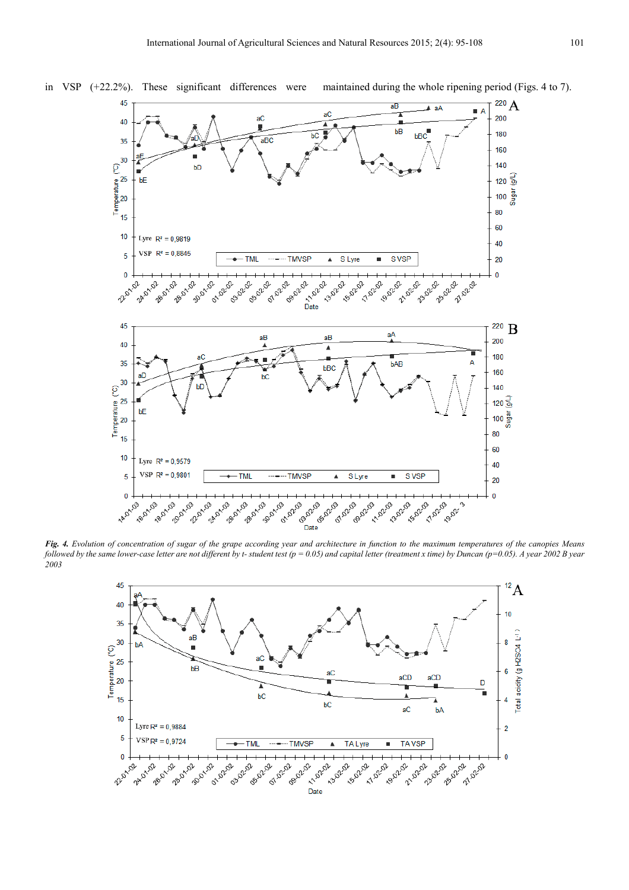in VSP (+22.2%). These significant differences were maintained during the whole ripening period (Figs. 4 to 7).

*Fig. 4. Evolution of concentration of sugar of the grape according year and architecture in function to the maximum temperatures of the canopies Means followed by the same lower-case letter are not different by t- student test (p = 0.05) and capital letter (treatment x time) by Duncan (p=0.05). A year 2002 B year 2003*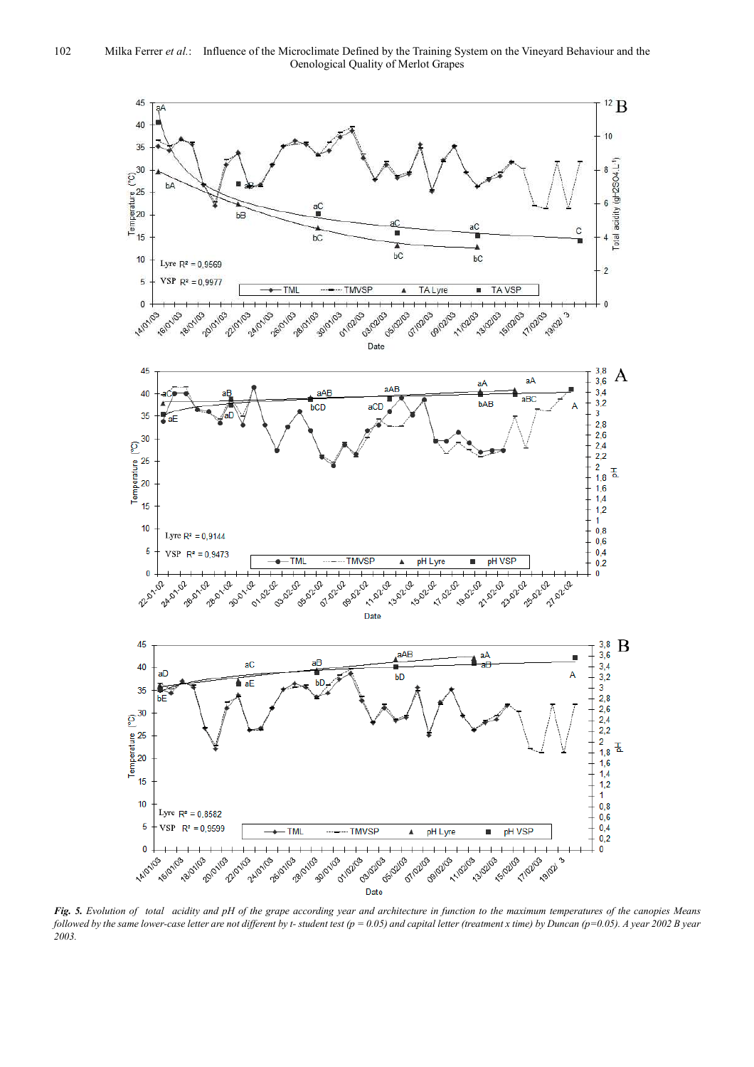*Fig. 5. Evolution of total acidity and pH of the grape according year and architecture in function to the maximum temperatures of the canopies Means followed by the same lower-case letter are not different by t- student test (p = 0.05) and capital letter (treatment x time) by Duncan (p=0.05). A year 2002 B year 2003.*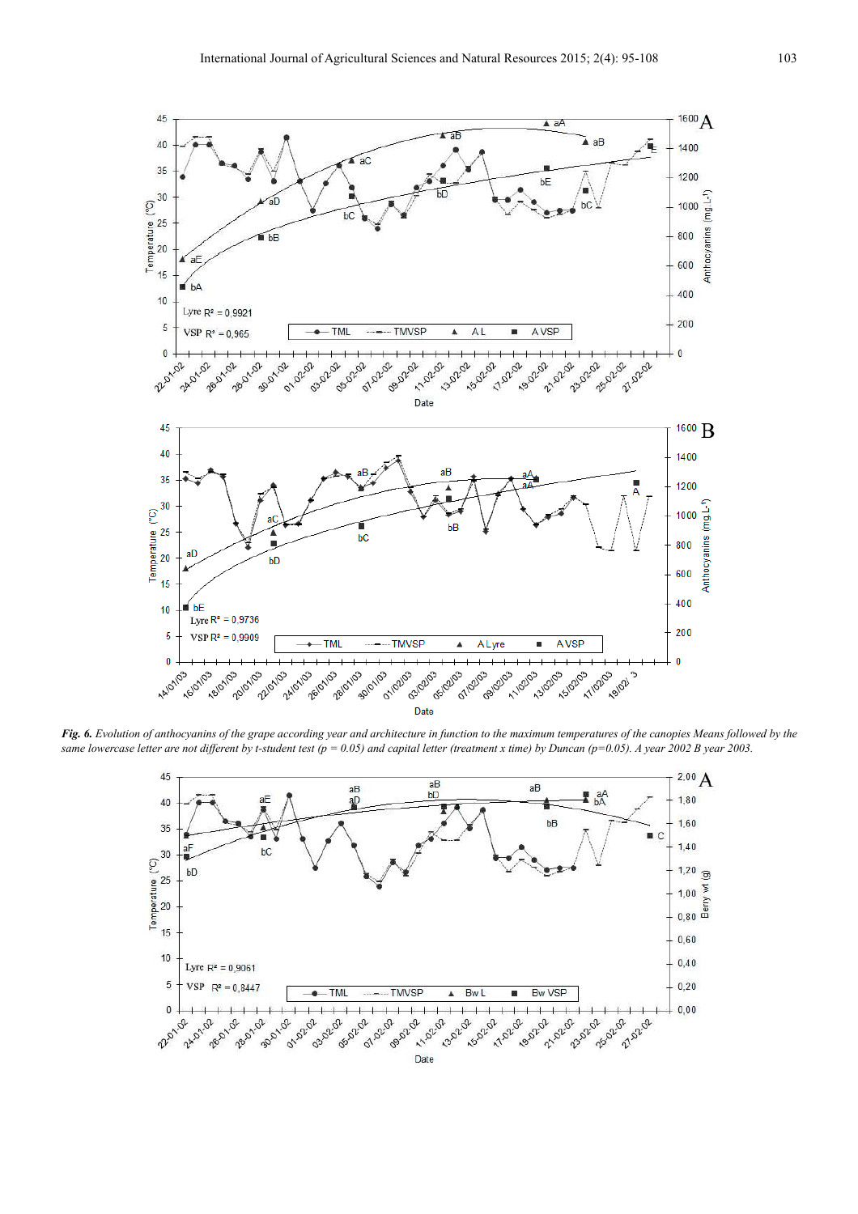*Fig. 6. Evolution of anthocyanins of the grape according year and architecture in function to the maximum temperatures of the canopies Means followed by the same lowercase letter are not different by t-student test (p = 0.05) and capital letter (treatment x time) by Duncan (p=0.05). A year 2002 B year 2003.*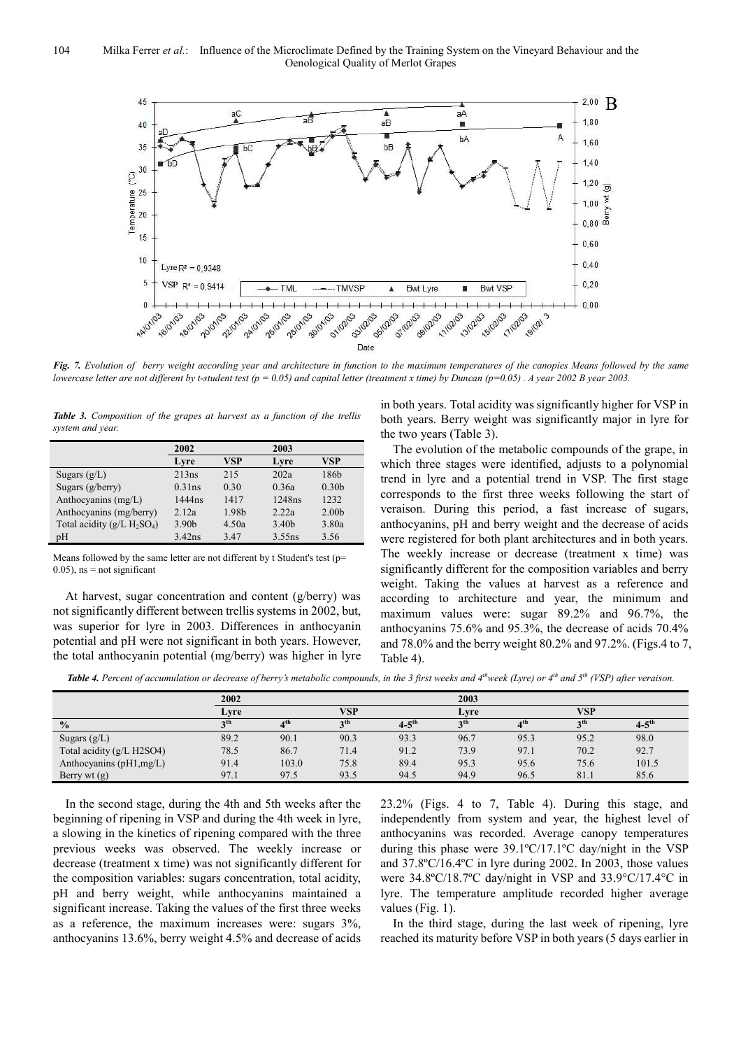*Fig. 7. Evolution of berry weight according year and architecture in function to the maximum temperatures of the canopies Means followed by the same lowercase letter are not different by t-student test (p = 0.05) and capital letter (treatment x time) by Duncan (p=0.05) . A year 2002 B year 2003.*

*Table 3. Composition of the grapes at harvest as a function of the trellis system and year.*

| | 2002 | | 2003 | |
|---|---|---|---|---|
| | Lyre | VSP | Lyre | VSP |
| Sugars (g/L) | 213ns | 215 | 202a | 186b |
| Sugars (g/berry) | 0.31ns | 0.30 | 0.36a | 0.30b |
| Anthocyanins (mg/L) | 1444ns | 1417 | 1248ns | 1232 |
| Anthocyanins (mg/berry) | 2.12a | 1.98b | 2.22a | 2.00b |
| Total acidity (g/L $H_2SO_4$) | 3.90b | 4.50a | 3.40b | 3.80a |
| pH | 3.42ns | 3.47 | 3.55ns | 3.56 |

Means followed by the same letter are not different by t Student's test (p= 0.05), ns = not significant

At harvest, sugar concentration and content (g/berry) was not significantly different between trellis systems in 2002, but, was superior for lyre in 2003. Differences in anthocyanin potential and pH were not significant in both years. However, the total anthocyanin potential (mg/berry) was higher in lyre in both years. Total acidity was significantly higher for VSP in both years. Berry weight was significantly major in lyre for the two years (Table 3).

The evolution of the metabolic compounds of the grape, in which three stages were identified, adjusts to a polynomial trend in lyre and a potential trend in VSP. The first stage corresponds to the first three weeks following the start of veraison. During this period, a fast increase of sugars, anthocyanins, pH and berry weight and the decrease of acids were registered for both plant architectures and in both years. The weekly increase or decrease (treatment x time) was significantly different for the composition variables and berry weight. Taking the values at harvest as a reference and according to architecture and year, the minimum and maximum values were: sugar 89.2% and 96.7%, the anthocyanins 75.6% and 95.3%, the decrease of acids 70.4% and 78.0% and the berry weight 80.2% and 97.2%. (Figs.4 to 7, Table 4).

*Table 4. Percent of accumulation or decrease of berry's metabolic compounds, in the 3 first weeks and 4th week (Lyre) or 4th and 5th (VSP) after veraison.*

| | 2002 | | | | 2003 | | | |
|---|---|---|---|---|---|---|---|---|
| | Lyre | | VSP | | Lyre | | VSP | |
| % | 3th | 4th | 3th | 4-5th | 3th | 4th | 3th | 4-5th |
| Sugars (g/L) | 89.2 | 90.1 | 90.3 | 93.3 | 96.7 | 95.3 | 95.2 | 98.0 |
| Total acidity (g/L H2SO4) | 78.5 | 86.7 | 71.4 | 91.2 | 73.9 | 97.1 | 70.2 | 92.7 |
| Anthocyanins (pH1,mg/L) | 91.4 | 103.0 | 75.8 | 89.4 | 95.3 | 95.6 | 75.6 | 101.5 |
| Berry wt (g) | 97.1 | 97.5 | 93.5 | 94.5 | 94.9 | 96.5 | 81.1 | 85.6 |

In the second stage, during the 4th and 5th weeks after the beginning of ripening in VSP and during the 4th week in lyre, a slowing in the kinetics of ripening compared with the three previous weeks was observed. The weekly increase or decrease (treatment x time) was not significantly different for the composition variables: sugars concentration, total acidity, pH and berry weight, while anthocyanins maintained a significant increase. Taking the values of the first three weeks as a reference, the maximum increases were: sugars 3%, anthocyanins 13.6%, berry weight 4.5% and decrease of acids 23.2% (Figs. 4 to 7, Table 4). During this stage, and independently from system and year, the highest level of anthocyanins was recorded. Average canopy temperatures during this phase were 39.1ºC/17.1ºC day/night in the VSP and 37.8ºC/16.4ºC in lyre during 2002. In 2003, those values were 34.8ºC/18.7ºC day/night in VSP and 33.9°C/17.4°C in lyre. The temperature amplitude recorded higher average values (Fig. 1).

In the third stage, during the last week of ripening, lyre reached its maturity before VSP in both years (5 days earlier in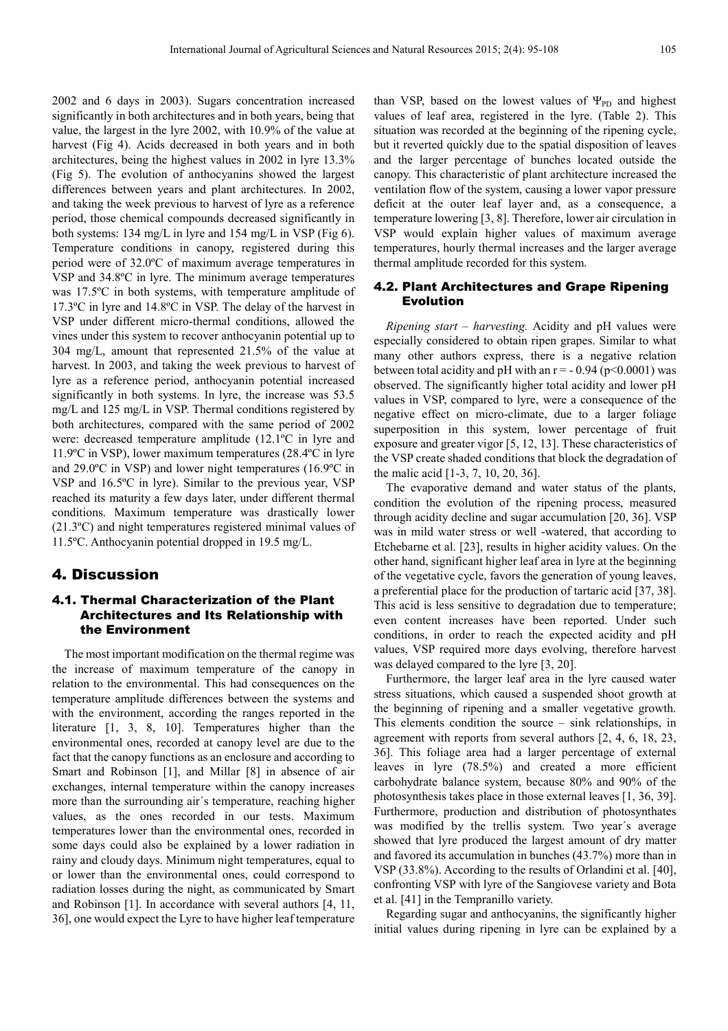2002 and 6 days in 2003). Sugars concentration increased significantly in both architectures and in both years, being that value, the largest in the lyre 2002, with 10.9% of the value at harvest (Fig 4). Acids decreased in both years and in both architectures, being the highest values in 2002 in lyre 13.3% (Fig 5). The evolution of anthocyanins showed the largest differences between years and plant architectures. In 2002, and taking the week previous to harvest of lyre as a reference period, those chemical compounds decreased significantly in both systems: 134 mg/L in lyre and 154 mg/L in VSP (Fig 6). Temperature conditions in canopy, registered during this period were of 32.0ºC of maximum average temperatures in VSP and 34.8ºC in lyre. The minimum average temperatures was 17.5ºC in both systems, with temperature amplitude of 17.3ºC in lyre and 14.8ºC in VSP. The delay of the harvest in VSP under different micro-thermal conditions, allowed the vines under this system to recover anthocyanin potential up to 304 mg/L, amount that represented 21.5% of the value at harvest. In 2003, and taking the week previous to harvest of lyre as a reference period, anthocyanin potential increased significantly in both systems. In lyre, the increase was 53.5 mg/L and 125 mg/L in VSP. Thermal conditions registered by both architectures, compared with the same period of 2002 were: decreased temperature amplitude (12.1ºC in lyre and 11.9ºC in VSP), lower maximum temperatures (28.4ºC in lyre and 29.0ºC in VSP) and lower night temperatures (16.9ºC in VSP and 16.5ºC in lyre). Similar to the previous year, VSP reached its maturity a few days later, under different thermal conditions. Maximum temperature was drastically lower (21.3ºC) and night temperatures registered minimal values of 11.5ºC. Anthocyanin potential dropped in 19.5 mg/L.

# 4. Discussion

## 4.1. Thermal Characterization of the Plant Architectures and Its Relationship with the Environment

The most important modification on the thermal regime was the increase of maximum temperature of the canopy in relation to the environmental. This had consequences on the temperature amplitude differences between the systems and with the environment, according the ranges reported in the literature [1, 3, 8, 10]. Temperatures higher than the environmental ones, recorded at canopy level are due to the fact that the canopy functions as an enclosure and according to Smart and Robinson [1], and Millar [8] in absence of air exchanges, internal temperature within the canopy increases more than the surrounding air´s temperature, reaching higher values, as the ones recorded in our tests. Maximum temperatures lower than the environmental ones, recorded in some days could also be explained by a lower radiation in rainy and cloudy days. Minimum night temperatures, equal to or lower than the environmental ones, could correspond to radiation losses during the night, as communicated by Smart and Robinson [1]. In accordance with several authors [4, 11, 36], one would expect the Lyre to have higher leaf temperature than VSP, based on the lowest values of $\Psi_{PD}$ and highest values of leaf area, registered in the lyre. (Table 2). This situation was recorded at the beginning of the ripening cycle, but it reverted quickly due to the spatial disposition of leaves and the larger percentage of bunches located outside the canopy. This characteristic of plant architecture increased the ventilation flow of the system, causing a lower vapor pressure deficit at the outer leaf layer and, as a consequence, a temperature lowering [3, 8]. Therefore, lower air circulation in VSP would explain higher values of maximum average temperatures, hourly thermal increases and the larger average thermal amplitude recorded for this system.

## 4.2. Plant Architectures and Grape Ripening Evolution

*Ripening start – harvesting.* Acidity and pH values were especially considered to obtain ripen grapes. Similar to what many other authors express, there is a negative relation between total acidity and pH with an $r = -0.94$ ($p<0.0001$) was observed. The significantly higher total acidity and lower pH values in VSP, compared to lyre, were a consequence of the negative effect on micro-climate, due to a larger foliage superposition in this system, lower percentage of fruit exposure and greater vigor [5, 12, 13]. These characteristics of the VSP create shaded conditions that block the degradation of the malic acid [1-3, 7, 10, 20, 36].

The evaporative demand and water status of the plants, condition the evolution of the ripening process, measured through acidity decline and sugar accumulation [20, 36]. VSP was in mild water stress or well -watered, that according to Etchebarne et al. [23], results in higher acidity values. On the other hand, significant higher leaf area in lyre at the beginning of the vegetative cycle, favors the generation of young leaves, a preferential place for the production of tartaric acid [37, 38]. This acid is less sensitive to degradation due to temperature; even content increases have been reported. Under such conditions, in order to reach the expected acidity and pH values, VSP required more days evolving, therefore harvest was delayed compared to the lyre [3, 20].

Furthermore, the larger leaf area in the lyre caused water stress situations, which caused a suspended shoot growth at the beginning of ripening and a smaller vegetative growth. This elements condition the source – sink relationships, in agreement with reports from several authors [2, 4, 6, 18, 23, 36]. This foliage area had a larger percentage of external leaves in lyre (78.5%) and created a more efficient carbohydrate balance system, because 80% and 90% of the photosynthesis takes place in those external leaves [1, 36, 39]. Furthermore, production and distribution of photosynthates was modified by the trellis system. Two year´s average showed that lyre produced the largest amount of dry matter and favored its accumulation in bunches (43.7%) more than in VSP (33.8%). According to the results of Orlandini et al. [40], confronting VSP with lyre of the Sangiovese variety and Bota et al. [41] in the Tempranillo variety.

Regarding sugar and anthocyanins, the significantly higher initial values during ripening in lyre can be explained by a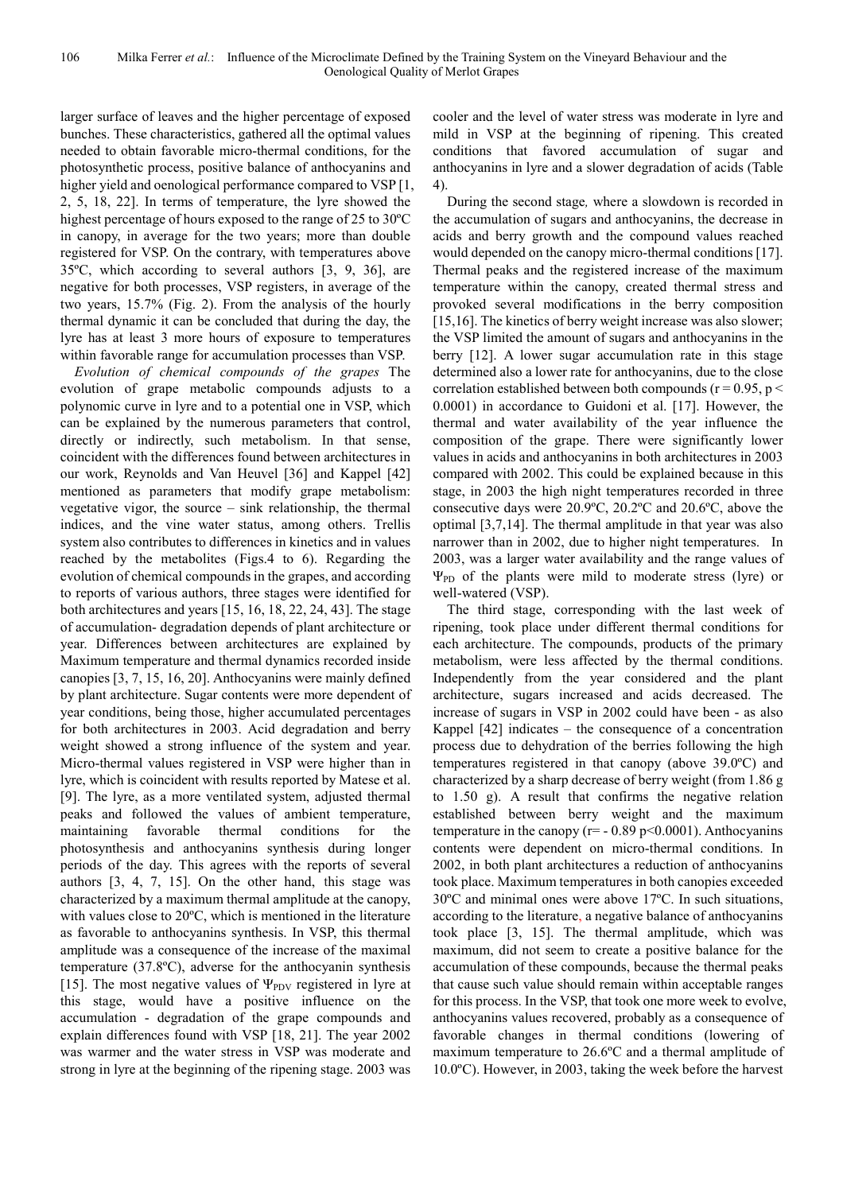larger surface of leaves and the higher percentage of exposed bunches. These characteristics, gathered all the optimal values needed to obtain favorable micro-thermal conditions, for the photosynthetic process, positive balance of anthocyanins and higher yield and oenological performance compared to VSP [1, 2, 5, 18, 22]. In terms of temperature, the lyre showed the highest percentage of hours exposed to the range of 25 to 30ºC in canopy, in average for the two years; more than double registered for VSP. On the contrary, with temperatures above 35ºC, which according to several authors [3, 9, 36], are negative for both processes, VSP registers, in average of the two years, 15.7% (Fig. 2). From the analysis of the hourly thermal dynamic it can be concluded that during the day, the lyre has at least 3 more hours of exposure to temperatures within favorable range for accumulation processes than VSP.

*Evolution of chemical compounds of the grapes* The evolution of grape metabolic compounds adjusts to a polynomic curve in lyre and to a potential one in VSP, which can be explained by the numerous parameters that control, directly or indirectly, such metabolism. In that sense, coincident with the differences found between architectures in our work, Reynolds and Van Heuvel [36] and Kappel [42] mentioned as parameters that modify grape metabolism: vegetative vigor, the source – sink relationship, the thermal indices, and the vine water status, among others. Trellis system also contributes to differences in kinetics and in values reached by the metabolites (Figs.4 to 6). Regarding the evolution of chemical compounds in the grapes, and according to reports of various authors, three stages were identified for both architectures and years [15, 16, 18, 22, 24, 43]. The stage of accumulation- degradation depends of plant architecture or year. Differences between architectures are explained by Maximum temperature and thermal dynamics recorded inside canopies [3, 7, 15, 16, 20]. Anthocyanins were mainly defined by plant architecture. Sugar contents were more dependent of year conditions, being those, higher accumulated percentages for both architectures in 2003. Acid degradation and berry weight showed a strong influence of the system and year. Micro-thermal values registered in VSP were higher than in lyre, which is coincident with results reported by Matese et al. [9]. The lyre, as a more ventilated system, adjusted thermal peaks and followed the values of ambient temperature, maintaining favorable thermal conditions for the photosynthesis and anthocyanins synthesis during longer periods of the day. This agrees with the reports of several authors [3, 4, 7, 15]. On the other hand, this stage was characterized by a maximum thermal amplitude at the canopy, with values close to 20ºC, which is mentioned in the literature as favorable to anthocyanins synthesis. In VSP, this thermal amplitude was a consequence of the increase of the maximal temperature (37.8ºC), adverse for the anthocyanin synthesis [15]. The most negative values of $\Psi_{PDV}$ registered in lyre at this stage, would have a positive influence on the accumulation - degradation of the grape compounds and explain differences found with VSP [18, 21]. The year 2002 was warmer and the water stress in VSP was moderate and strong in lyre at the beginning of the ripening stage. 2003 was cooler and the level of water stress was moderate in lyre and mild in VSP at the beginning of ripening. This created conditions that favored accumulation of sugar and anthocyanins in lyre and a slower degradation of acids (Table 4).

During the second stage*,* where a slowdown is recorded in the accumulation of sugars and anthocyanins, the decrease in acids and berry growth and the compound values reached would depended on the canopy micro-thermal conditions [17]. Thermal peaks and the registered increase of the maximum temperature within the canopy, created thermal stress and provoked several modifications in the berry composition [15,16]. The kinetics of berry weight increase was also slower; the VSP limited the amount of sugars and anthocyanins in the berry [12]. A lower sugar accumulation rate in this stage determined also a lower rate for anthocyanins, due to the close correlation established between both compounds ($r = 0.95$, $p < 0.0001$) in accordance to Guidoni et al. [17]. However, the thermal and water availability of the year influence the composition of the grape. There were significantly lower values in acids and anthocyanins in both architectures in 2003 compared with 2002. This could be explained because in this stage, in 2003 the high night temperatures recorded in three consecutive days were 20.9ºC, 20.2ºC and 20.6ºC, above the optimal [3,7,14]. The thermal amplitude in that year was also narrower than in 2002, due to higher night temperatures. In 2003, was a larger water availability and the range values of $\Psi_{PD}$ of the plants were mild to moderate stress (lyre) or well-watered (VSP).

The third stage, corresponding with the last week of ripening, took place under different thermal conditions for each architecture. The compounds, products of the primary metabolism, were less affected by the thermal conditions. Independently from the year considered and the plant architecture, sugars increased and acids decreased. The increase of sugars in VSP in 2002 could have been - as also Kappel [42] indicates – the consequence of a concentration process due to dehydration of the berries following the high temperatures registered in that canopy (above 39.0ºC) and characterized by a sharp decrease of berry weight (from 1.86 g to 1.50 g). A result that confirms the negative relation established between berry weight and the maximum temperature in the canopy ($r = -0.89$ $p<0.0001$). Anthocyanins contents were dependent on micro-thermal conditions. In 2002, in both plant architectures a reduction of anthocyanins took place. Maximum temperatures in both canopies exceeded 30ºC and minimal ones were above 17ºC. In such situations, according to the literature, a negative balance of anthocyanins took place [3, 15]. The thermal amplitude, which was maximum, did not seem to create a positive balance for the accumulation of these compounds, because the thermal peaks that cause such value should remain within acceptable ranges for this process. In the VSP, that took one more week to evolve, anthocyanins values recovered, probably as a consequence of favorable changes in thermal conditions (lowering of maximum temperature to 26.6ºC and a thermal amplitude of 10.0ºC). However, in 2003, taking the week before the harvest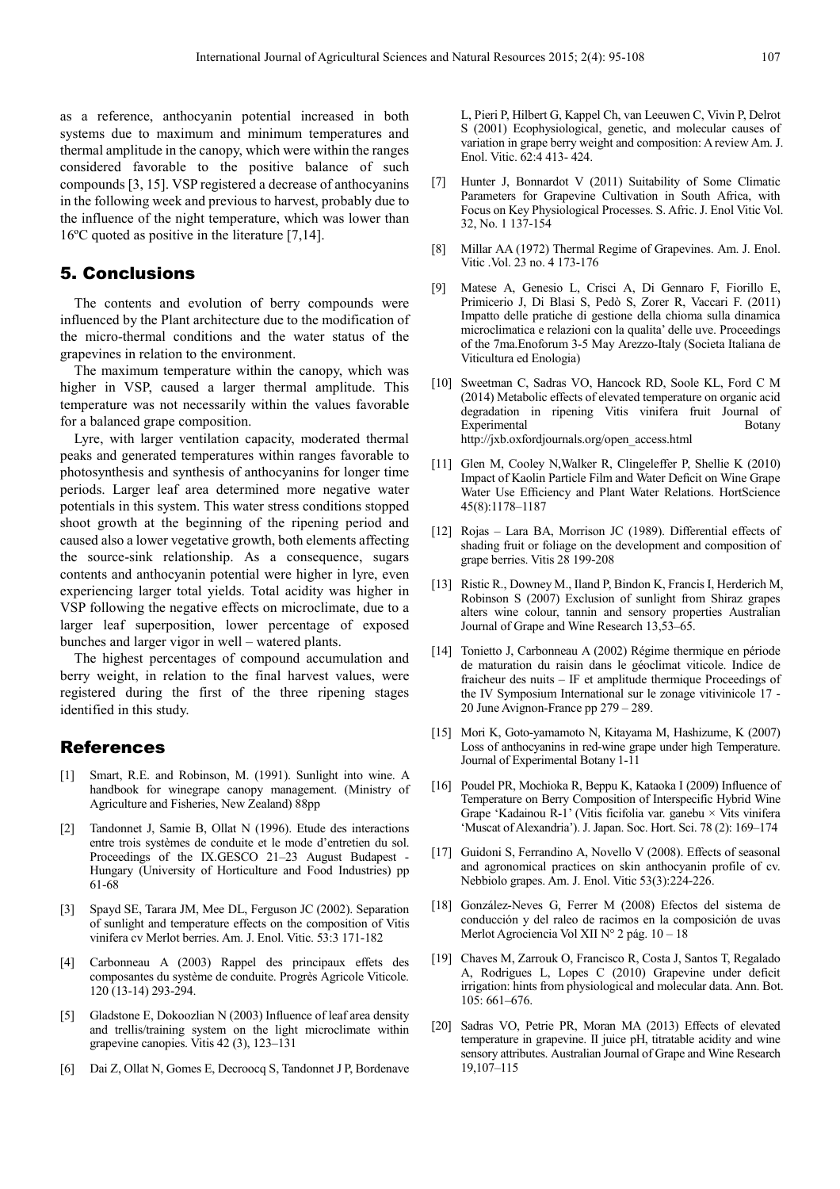as a reference, anthocyanin potential increased in both systems due to maximum and minimum temperatures and thermal amplitude in the canopy, which were within the ranges considered favorable to the positive balance of such compounds [3, 15]. VSP registered a decrease of anthocyanins in the following week and previous to harvest, probably due to the influence of the night temperature, which was lower than 16ºC quoted as positive in the literature [7,14].

## 5. Conclusions

The contents and evolution of berry compounds were influenced by the Plant architecture due to the modification of the micro-thermal conditions and the water status of the grapevines in relation to the environment.

The maximum temperature within the canopy, which was higher in VSP, caused a larger thermal amplitude. This temperature was not necessarily within the values favorable for a balanced grape composition.

Lyre, with larger ventilation capacity, moderated thermal peaks and generated temperatures within ranges favorable to photosynthesis and synthesis of anthocyanins for longer time periods. Larger leaf area determined more negative water potentials in this system. This water stress conditions stopped shoot growth at the beginning of the ripening period and caused also a lower vegetative growth, both elements affecting the source-sink relationship. As a consequence, sugars contents and anthocyanin potential were higher in lyre, even experiencing larger total yields. Total acidity was higher in VSP following the negative effects on microclimate, due to a larger leaf superposition, lower percentage of exposed bunches and larger vigor in well – watered plants.

The highest percentages of compound accumulation and berry weight, in relation to the final harvest values, were registered during the first of the three ripening stages identified in this study.

## References

[1] Smart, R.E. and Robinson, M. (1991). Sunlight into wine. A handbook for winegrape canopy management. (Ministry of Agriculture and Fisheries, New Zealand) 88pp

[2] Tandonnet J, Samie B, Ollat N (1996). Etude des interactions entre trois systèmes de conduite et le mode d'entretien du sol. Proceedings of the IX.GESCO 21–23 August Budapest - Hungary (University of Horticulture and Food Industries) pp 61-68

[3] Spayd SE, Tarara JM, Mee DL, Ferguson JC (2002). Separation of sunlight and temperature effects on the composition of Vitis vinifera cv Merlot berries. Am. J. Enol. Vitic. 53:3 171-182

[4] Carbonneau A (2003) Rappel des principaux effets des composantes du système de conduite. Progrès Agricole Viticole. 120 (13-14) 293-294.

[5] Gladstone E, Dokoozlian N (2003) Influence of leaf area density and trellis/training system on the light microclimate within grapevine canopies. Vitis 42 (3), 123–131

[6] Dai Z, Ollat N, Gomes E, Decroocq S, Tandonnet J P, Bordenave L, Pieri P, Hilbert G, Kappel Ch, van Leeuwen C, Vivin P, Delrot S (2001) Ecophysiological, genetic, and molecular causes of variation in grape berry weight and composition: A review Am. J. Enol. Vitic. 62:4 413- 424.

[7] Hunter J, Bonnardot V (2011) Suitability of Some Climatic Parameters for Grapevine Cultivation in South Africa, with Focus on Key Physiological Processes. S. Afric. J. Enol Vitic Vol. 32, No. 1 137-154

[8] Millar AA (1972) Thermal Regime of Grapevines. Am. J. Enol. Vitic .Vol. 23 no. 4 173-176

[9] Matese A, Genesio L, Crisci A, Di Gennaro F, Fiorillo E, Primicerio J, Di Blasi S, Pedò S, Zorer R, Vaccari F. (2011) Impatto delle pratiche di gestione della chioma sulla dinamica microclimatica e relazioni con la qualita' delle uve. Proceedings of the 7ma.Enoforum 3-5 May Arezzo-Italy (Societa Italiana de Viticultura ed Enologia)

[10] Sweetman C, Sadras VO, Hancock RD, Soole KL, Ford C M (2014) Metabolic effects of elevated temperature on organic acid degradation in ripening Vitis vinifera fruit Journal of Experimental Botany http://jxb.oxfordjournals.org/open_access.html

[11] Glen M, Cooley N,Walker R, Clingeleffer P, Shellie K (2010) Impact of Kaolin Particle Film and Water Deficit on Wine Grape Water Use Efficiency and Plant Water Relations. HortScience 45(8):1178–1187

[12] Rojas – Lara BA, Morrison JC (1989). Differential effects of shading fruit or foliage on the development and composition of grape berries. Vitis 28 199-208

[13] Ristic R., Downey M., Iland P, Bindon K, Francis I, Herderich M, Robinson S (2007) Exclusion of sunlight from Shiraz grapes alters wine colour, tannin and sensory properties Australian Journal of Grape and Wine Research 13,53–65.

[14] Tonietto J, Carbonneau A (2002) Régime thermique en période de maturation du raisin dans le géoclimat viticole. Indice de fraicheur des nuits – IF et amplitude thermique Proceedings of the IV Symposium International sur le zonage vitivinicole 17 - 20 June Avignon-France pp 279 – 289.

[15] Mori K, Goto-yamamoto N, Kitayama M, Hashizume, K (2007) Loss of anthocyanins in red-wine grape under high Temperature. Journal of Experimental Botany 1-11

[16] Poudel PR, Mochioka R, Beppu K, Kataoka I (2009) Influence of Temperature on Berry Composition of Interspecific Hybrid Wine Grape 'Kadainou R-1' (Vitis ficifolia var. ganebu × Vits vinifera 'Muscat of Alexandria'). J. Japan. Soc. Hort. Sci. 78 (2): 169–174

[17] Guidoni S, Ferrandino A, Novello V (2008). Effects of seasonal and agronomical practices on skin anthocyanin profile of cv. Nebbiolo grapes. Am. J. Enol. Vitic 53(3):224-226.

[18] González-Neves G, Ferrer M (2008) Efectos del sistema de conducción y del raleo de racimos en la composición de uvas Merlot Agrociencia Vol XII N° 2 pág. 10 – 18

[19] Chaves M, Zarrouk O, Francisco R, Costa J, Santos T, Regalado A, Rodrigues L, Lopes C (2010) Grapevine under deficit irrigation: hints from physiological and molecular data. Ann. Bot. 105: 661–676.

[20] Sadras VO, Petrie PR, Moran MA (2013) Effects of elevated temperature in grapevine. II juice pH, titratable acidity and wine sensory attributes. Australian Journal of Grape and Wine Research 19,107–115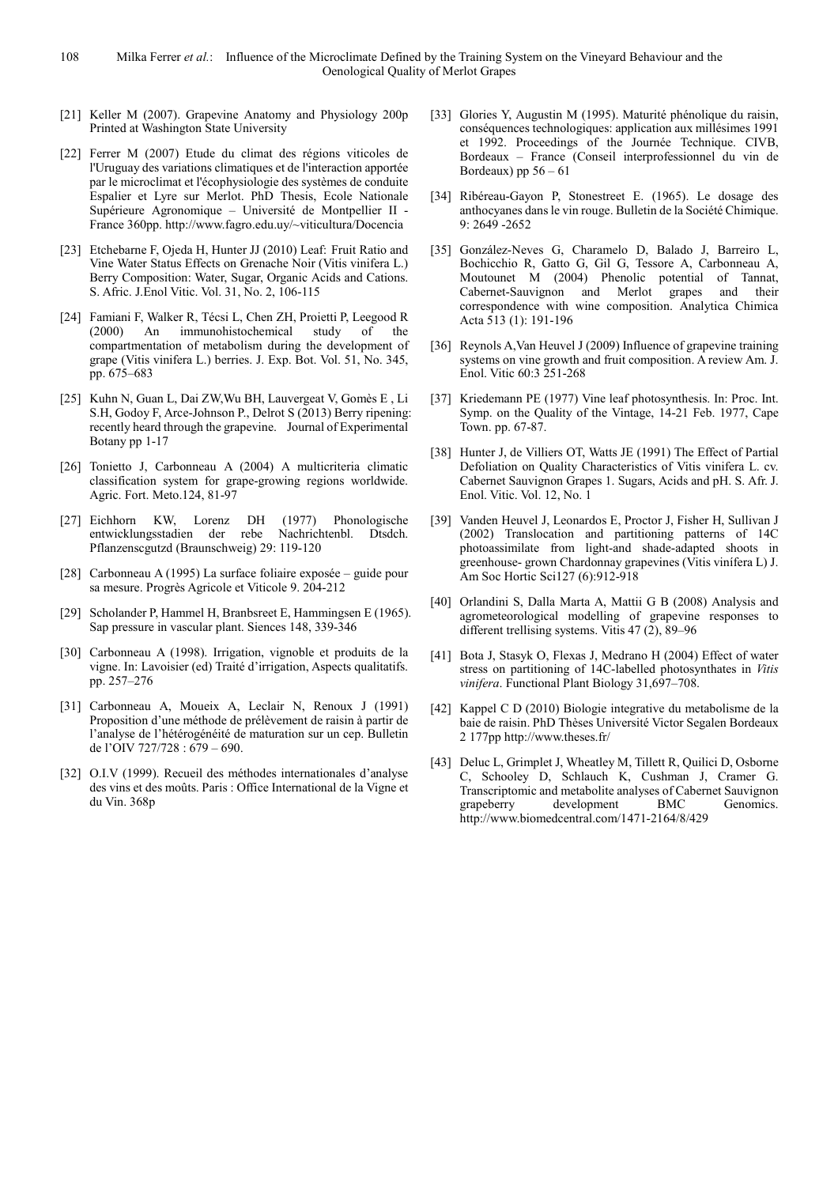[21] Keller M (2007). Grapevine Anatomy and Physiology 200p Printed at Washington State University

[22] Ferrer M (2007) Etude du climat des régions viticoles de l'Uruguay des variations climatiques et de l'interaction apportée par le microclimat et l'écophysiologie des systèmes de conduite Espalier et Lyre sur Merlot. PhD Thesis, Ecole Nationale Supérieure Agronomique – Université de Montpellier II - France 360pp. http://www.fagro.edu.uy/~viticultura/Docencia

[23] Etchebarne F, Ojeda H, Hunter JJ (2010) Leaf: Fruit Ratio and Vine Water Status Effects on Grenache Noir (Vitis vinifera L.) Berry Composition: Water, Sugar, Organic Acids and Cations. S. Afric. J.Enol Vitic. Vol. 31, No. 2, 106-115

[24] Famiani F, Walker R, Técsi L, Chen ZH, Proietti P, Leegood R (2000) An immunohistochemical study of the compartmentation of metabolism during the development of grape (Vitis vinifera L.) berries. J. Exp. Bot. Vol. 51, No. 345, pp. 675–683

[25] Kuhn N, Guan L, Dai ZW,Wu BH, Lauvergeat V, Gomès E , Li S.H, Godoy F, Arce-Johnson P., Delrot S (2013) Berry ripening: recently heard through the grapevine. Journal of Experimental Botany pp 1-17

[26] Tonietto J, Carbonneau A (2004) A multicriteria climatic classification system for grape-growing regions worldwide. Agric. Fort. Meto.124, 81-97

[27] Eichhorn KW, Lorenz DH (1977) Phonologische entwicklungsstadien der rebe Nachrichtenbl. Dtsdch. Pflanzenscgutzd (Braunschweig) 29: 119-120

[28] Carbonneau A (1995) La surface foliaire exposée – guide pour sa mesure. Progrès Agricole et Viticole 9. 204-212

[29] Scholander P, Hammel H, Branbsreet E, Hammingsen E (1965). Sap pressure in vascular plant. Siences 148, 339-346

[30] Carbonneau A (1998). Irrigation, vignoble et produits de la vigne. In: Lavoisier (ed) Traité d'irrigation, Aspects qualitatifs. pp. 257–276

[31] Carbonneau A, Moueix A, Leclair N, Renoux J (1991) Proposition d'une méthode de prélèvement de raisin à partir de l'analyse de l'hétérogénéité de maturation sur un cep. Bulletin de l'OIV 727/728 : 679 – 690.

[32] O.I.V (1999). Recueil des méthodes internationales d'analyse des vins et des moûts. Paris : Office International de la Vigne et du Vin. 368p

[33] Glories Y, Augustin M (1995). Maturité phénolique du raisin, conséquences technologiques: application aux millésimes 1991 et 1992. Proceedings of the Journée Technique. CIVB, Bordeaux – France (Conseil interprofessionnel du vin de Bordeaux) pp 56 – 61

[34] Ribéreau-Gayon P, Stonestreet E. (1965). Le dosage des anthocyanes dans le vin rouge. Bulletin de la Société Chimique. 9: 2649 -2652

[35] González-Neves G, Charamelo D, Balado J, Barreiro L, Bochicchio R, Gatto G, Gil G, Tessore A, Carbonneau A, Moutounet M (2004) Phenolic potential of Tannat, Cabernet-Sauvignon and Merlot grapes and their correspondence with wine composition. Analytica Chimica Acta 513 (1): 191-196

[36] Reynols A,Van Heuvel J (2009) Influence of grapevine training systems on vine growth and fruit composition. A review Am. J. Enol. Vitic 60:3 251-268

[37] Kriedemann PE (1977) Vine leaf photosynthesis. In: Proc. Int. Symp. on the Quality of the Vintage, 14-21 Feb. 1977, Cape Town. pp. 67-87.

[38] Hunter J, de Villiers OT, Watts JE (1991) The Effect of Partial Defoliation on Quality Characteristics of Vitis vinifera L. cv. Cabernet Sauvignon Grapes 1. Sugars, Acids and pH. S. Afr. J. Enol. Vitic. Vol. 12, No. 1

[39] Vanden Heuvel J, Leonardos E, Proctor J, Fisher H, Sullivan J (2002) Translocation and partitioning patterns of 14C photoassimilate from light-and shade-adapted shoots in greenhouse- grown Chardonnay grapevines (Vitis vinífera L) J. Am Soc Hortic Sci127 (6):912-918

[40] Orlandini S, Dalla Marta A, Mattii G B (2008) Analysis and agrometeorological modelling of grapevine responses to different trellising systems. Vitis 47 (2), 89–96

[41] Bota J, Stasyk O, Flexas J, Medrano H (2004) Effect of water stress on partitioning of 14C-labelled photosynthates in *Vitis vinifera*. Functional Plant Biology 31,697–708.

[42] Kappel C D (2010) Biologie integrative du metabolisme de la baie de raisin. PhD Thèses Université Victor Segalen Bordeaux 2 177pp http://www.theses.fr/

[43] Deluc L, Grimplet J, Wheatley M, Tillett R, Quilici D, Osborne C, Schooley D, Schlauch K, Cushman J, Cramer G. Transcriptomic and metabolite analyses of Cabernet Sauvignon grapeberry development BMC Genomics. http://www.biomedcentral.com/1471-2164/8/429